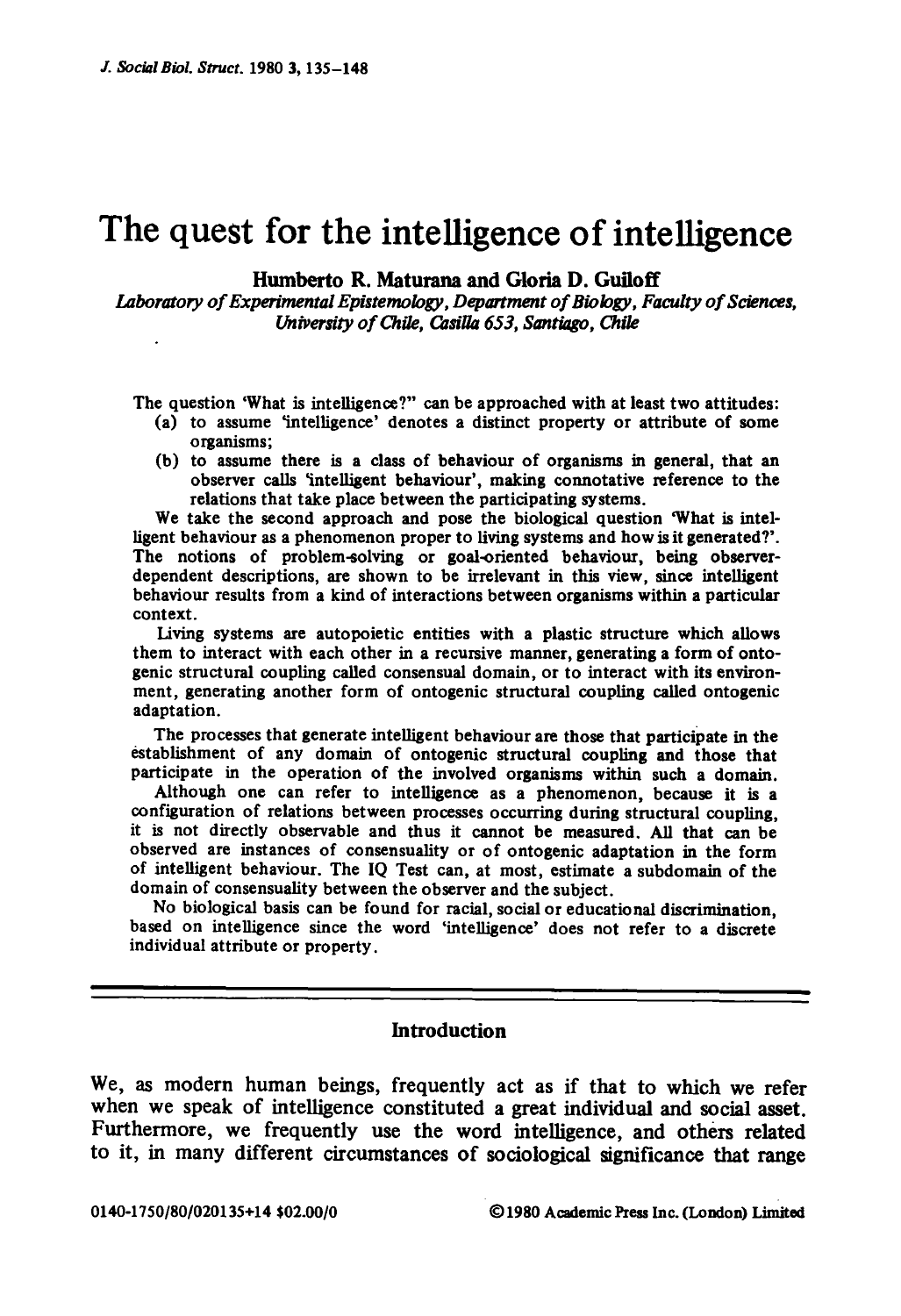# The quest for the intelligence of intelligence

**Humberto R. Maturana and Gloria D. Guiloff**

*Laboratory of Experimental Epistemology, Department of Biology, Faculty of Sciences, University of Chile, Casilla 653, Santiago, Chile*

The question 'What is intelligence?" can be approached with at least two attitudes:

(a) to assume 'intelligence' denotes a distinct property or attribute of some organisms;

(b) to assume there is a class of behaviour of organisms in general, that an observer calls 'intelligent behaviour', making connotative reference to the relations that take place between the participating systems.

We take the second approach and pose the biological question 'What is intelligent behaviour as a phenomenon proper to living systems and how is it generated?'. The notions of problem-solving or goal-oriented behaviour, being observer-dependent descriptions, are shown to be irrelevant in this view, since intelligent behaviour results from a kind of interactions between organisms within a particular context.

Living systems are autopoietic entities with a plastic structure which allows them to interact with each other in a recursive manner, generating a form of ontogenic structural coupling called consensual domain, or to interact with its environment, generating another form of ontogenic structural coupling called ontogenic adaptation.

The processes that generate intelligent behaviour are those that participate in the establishment of any domain of ontogenic structural coupling and those that participate in the operation of the involved organisms within such a domain.

Although one can refer to intelligence as a phenomenon, because it is a configuration of relations between processes occurring during structural coupling, it is not directly observable and thus it cannot be measured. All that can be observed are instances of consensuality or of ontogenic adaptation in the form of intelligent behaviour. The IQ Test can, at most, estimate a subdomain of the domain of consensuality between the observer and the subject.

No biological basis can be found for racial, social or educational discrimination, based on intelligence since the word 'intelligence' does not refer to a discrete individual attribute or property.

## Introduction

We, as modern human beings, frequently act as if that to which we refer when we speak of intelligence constituted a great individual and social asset. Furthermore, we frequently use the word intelligence, and others related to it, in many different circumstances of sociological significance that range

0140-1750/80/020135+14 $02.00/0 ©1980 Academic Press Inc. (London) Limited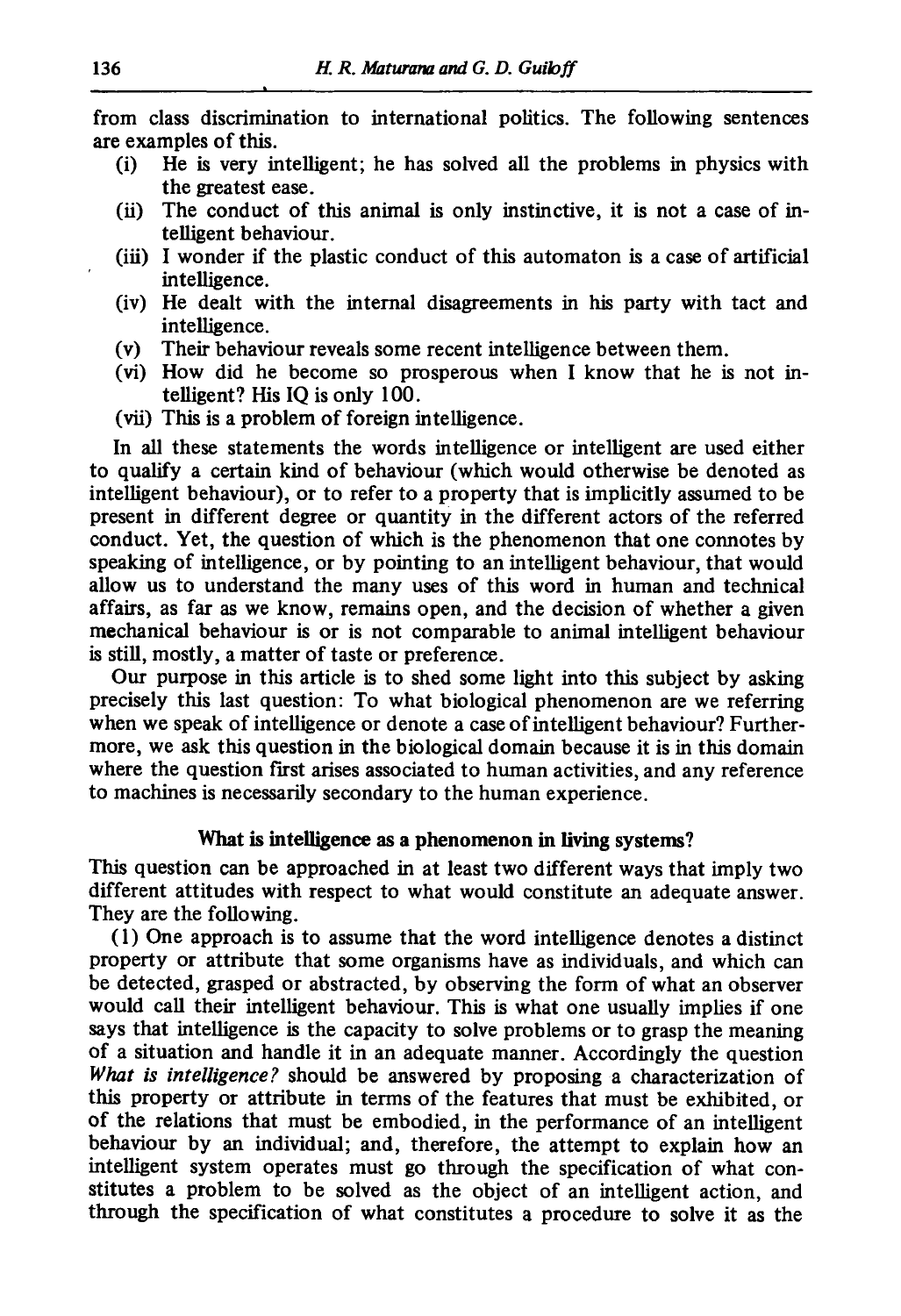from class discrimination to international politics. The following sentences are examples of this.

(i) He is very intelligent; he has solved all the problems in physics with the greatest ease.
(ii) The conduct of this animal is only instinctive, it is not a case of intelligent behaviour.
(iii) I wonder if the plastic conduct of this automaton is a case of artificial intelligence.
(iv) He dealt with the internal disagreements in his party with tact and intelligence.
(v) Their behaviour reveals some recent intelligence between them.
(vi) How did he become so prosperous when I know that he is not intelligent? His IQ is only 100.
(vii) This is a problem of foreign intelligence.

In all these statements the words intelligence or intelligent are used either to qualify a certain kind of behaviour (which would otherwise be denoted as intelligent behaviour), or to refer to a property that is implicitly assumed to be present in different degree or quantity in the different actors of the referred conduct. Yet, the question of which is the phenomenon that one connotes by speaking of intelligence, or by pointing to an intelligent behaviour, that would allow us to understand the many uses of this word in human and technical affairs, as far as we know, remains open, and the decision of whether a given mechanical behaviour is or is not comparable to animal intelligent behaviour is still, mostly, a matter of taste or preference.

Our purpose in this article is to shed some light into this subject by asking precisely this last question: To what biological phenomenon are we referring when we speak of intelligence or denote a case of intelligent behaviour? Furthermore, we ask this question in the biological domain because it is in this domain where the question first arises associated to human activities, and any reference to machines is necessarily secondary to the human experience.

## What is intelligence as a phenomenon in living systems?

This question can be approached in at least two different ways that imply two different attitudes with respect to what would constitute an adequate answer. They are the following.

(1) One approach is to assume that the word intelligence denotes a distinct property or attribute that some organisms have as individuals, and which can be detected, grasped or abstracted, by observing the form of what an observer would call their intelligent behaviour. This is what one usually implies if one says that intelligence is the capacity to solve problems or to grasp the meaning of a situation and handle it in an adequate manner. Accordingly the question *What is intelligence?* should be answered by proposing a characterization of this property or attribute in terms of the features that must be exhibited, or of the relations that must be embodied, in the performance of an intelligent behaviour by an individual; and, therefore, the attempt to explain how an intelligent system operates must go through the specification of what constitutes a problem to be solved as the object of an intelligent action, and through the specification of what constitutes a procedure to solve it as the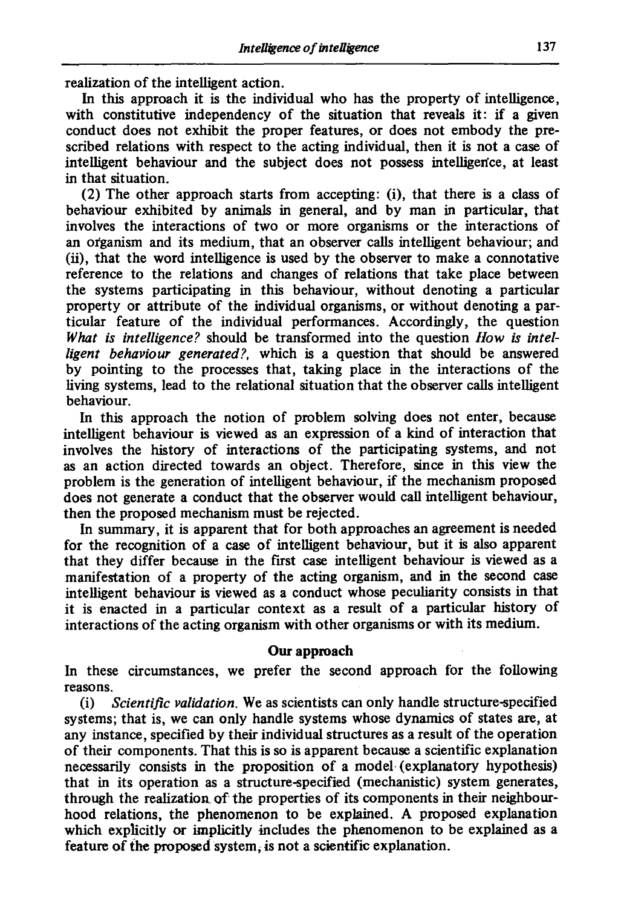realization of the intelligent action.

In this approach it is the individual who has the property of intelligence, with constitutive independency of the situation that reveals it: if a given conduct does not exhibit the proper features, or does not embody the prescribed relations with respect to the acting individual, then it is not a case of intelligent behaviour and the subject does not possess intelligence, at least in that situation.

(2) The other approach starts from accepting: (i), that there is a class of behaviour exhibited by animals in general, and by man in particular, that involves the interactions of two or more organisms or the interactions of an organism and its medium, that an observer calls intelligent behaviour; and (ii), that the word intelligence is used by the observer to make a connotative reference to the relations and changes of relations that take place between the systems participating in this behaviour, without denoting a particular property or attribute of the individual organisms, or without denoting a particular feature of the individual performances. Accordingly, the question *What is intelligence?* should be transformed into the question *How is intelligent behaviour generated?*, which is a question that should be answered by pointing to the processes that, taking place in the interactions of the living systems, lead to the relational situation that the observer calls intelligent behaviour.

In this approach the notion of problem solving does not enter, because intelligent behaviour is viewed as an expression of a kind of interaction that involves the history of interactions of the participating systems, and not as an action directed towards an object. Therefore, since in this view the problem is the generation of intelligent behaviour, if the mechanism proposed does not generate a conduct that the observer would call intelligent behaviour, then the proposed mechanism must be rejected.

In summary, it is apparent that for both approaches an agreement is needed for the recognition of a case of intelligent behaviour, but it is also apparent that they differ because in the first case intelligent behaviour is viewed as a manifestation of a property of the acting organism, and in the second case intelligent behaviour is viewed as a conduct whose peculiarity consists in that it is enacted in a particular context as a result of a particular history of interactions of the acting organism with other organisms or with its medium.

## Our approach

In these circumstances, we prefer the second approach for the following reasons.

(i) *Scientific validation.* We as scientists can only handle structure-specified systems; that is, we can only handle systems whose dynamics of states are, at any instance, specified by their individual structures as a result of the operation of their components. That this is so is apparent because a scientific explanation necessarily consists in the proposition of a model (explanatory hypothesis) that in its operation as a structure-specified (mechanistic) system generates, through the realization of the properties of its components in their neighbourhood relations, the phenomenon to be explained. A proposed explanation which explicitly or implicitly includes the phenomenon to be explained as a feature of the proposed system, is not a scientific explanation.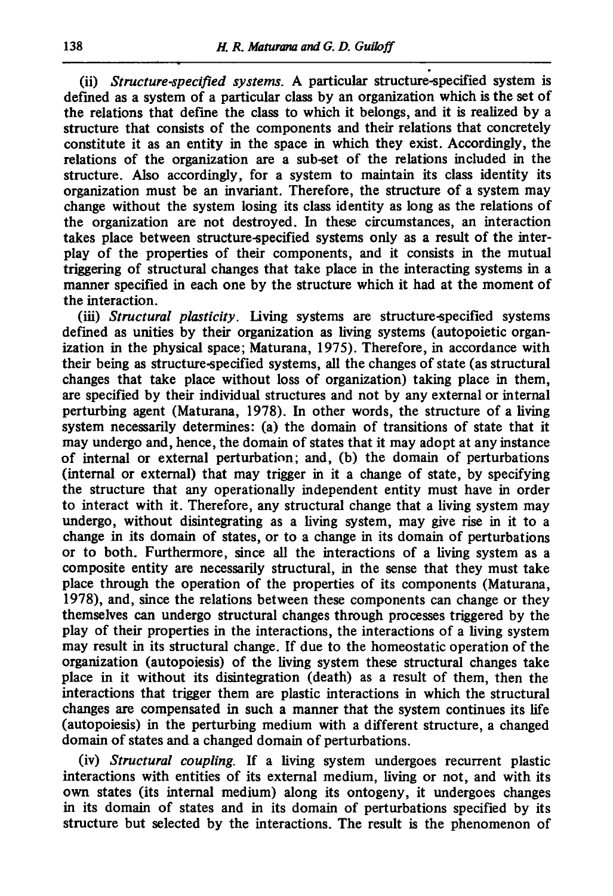(ii) *Structure-specified systems.* A particular structure-specified system is defined as a system of a particular class by an organization which is the set of the relations that define the class to which it belongs, and it is realized by a structure that consists of the components and their relations that concretely constitute it as an entity in the space in which they exist. Accordingly, the relations of the organization are a sub-set of the relations included in the structure. Also accordingly, for a system to maintain its class identity its organization must be an invariant. Therefore, the structure of a system may change without the system losing its class identity as long as the relations of the organization are not destroyed. In these circumstances, an interaction takes place between structure-specified systems only as a result of the interplay of the properties of their components, and it consists in the mutual triggering of structural changes that take place in the interacting systems in a manner specified in each one by the structure which it had at the moment of the interaction.

(iii) *Structural plasticity.* Living systems are structure-specified systems defined as unities by their organization as living systems (autopoietic organization in the physical space; Maturana, 1975). Therefore, in accordance with their being as structure-specified systems, all the changes of state (as structural changes that take place without loss of organization) taking place in them, are specified by their individual structures and not by any external or internal perturbing agent (Maturana, 1978). In other words, the structure of a living system necessarily determines: (a) the domain of transitions of state that it may undergo and, hence, the domain of states that it may adopt at any instance of internal or external perturbation; and, (b) the domain of perturbations (internal or external) that may trigger in it a change of state, by specifying the structure that any operationally independent entity must have in order to interact with it. Therefore, any structural change that a living system may undergo, without disintegrating as a living system, may give rise in it to a change in its domain of states, or to a change in its domain of perturbations or to both. Furthermore, since all the interactions of a living system as a composite entity are necessarily structural, in the sense that they must take place through the operation of the properties of its components (Maturana, 1978), and, since the relations between these components can change or they themselves can undergo structural changes through processes triggered by the play of their properties in the interactions, the interactions of a living system may result in its structural change. If due to the homeostatic operation of the organization (autopoiesis) of the living system these structural changes take place in it without its disintegration (death) as a result of them, then the interactions that trigger them are plastic interactions in which the structural changes are compensated in such a manner that the system continues its life (autopoiesis) in the perturbing medium with a different structure, a changed domain of states and a changed domain of perturbations.

(iv) *Structural coupling.* If a living system undergoes recurrent plastic interactions with entities of its external medium, living or not, and with its own states (its internal medium) along its ontogeny, it undergoes changes in its domain of states and in its domain of perturbations specified by its structure but selected by the interactions. The result is the phenomenon of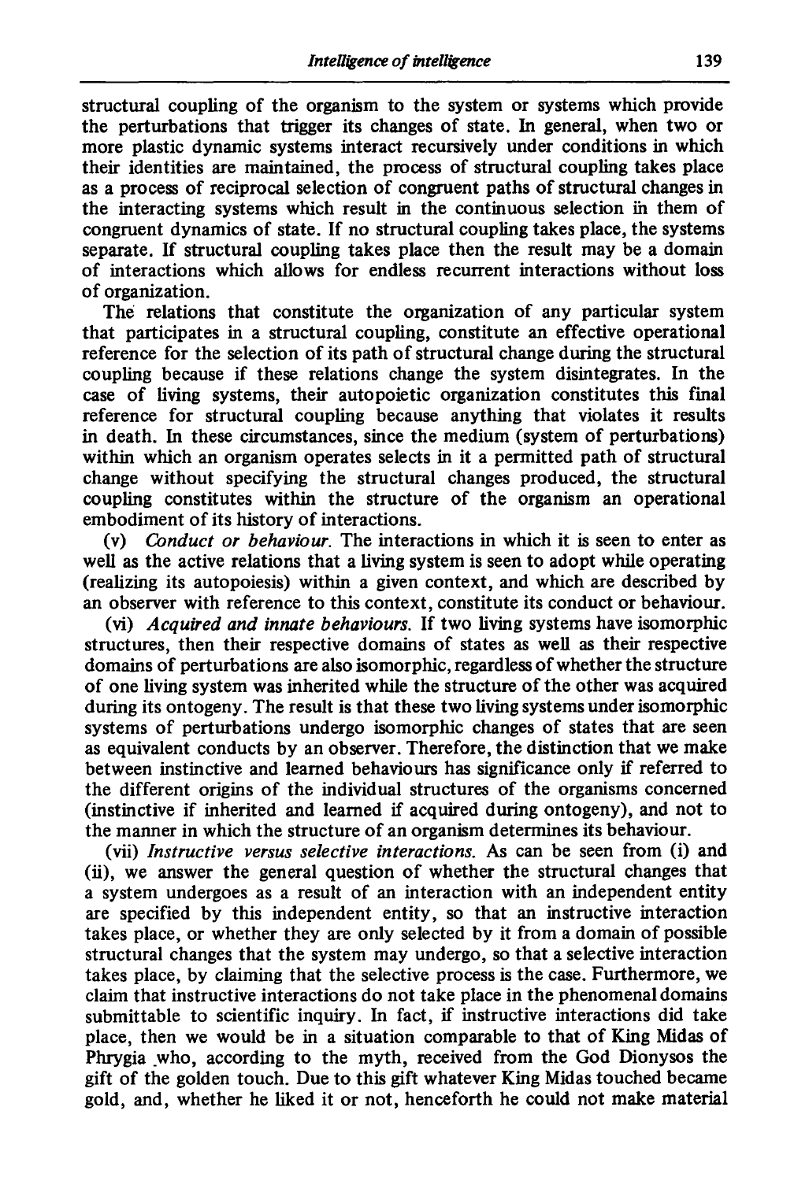structural coupling of the organism to the system or systems which provide the perturbations that trigger its changes of state. In general, when two or more plastic dynamic systems interact recursively under conditions in which their identities are maintained, the process of structural coupling takes place as a process of reciprocal selection of congruent paths of structural changes in the interacting systems which result in the continuous selection in them of congruent dynamics of state. If no structural coupling takes place, the systems separate. If structural coupling takes place then the result may be a domain of interactions which allows for endless recurrent interactions without loss of organization.

The relations that constitute the organization of any particular system that participates in a structural coupling, constitute an effective operational reference for the selection of its path of structural change during the structural coupling because if these relations change the system disintegrates. In the case of living systems, their autopoietic organization constitutes this final reference for structural coupling because anything that violates it results in death. In these circumstances, since the medium (system of perturbations) within which an organism operates selects in it a permitted path of structural change without specifying the structural changes produced, the structural coupling constitutes within the structure of the organism an operational embodiment of its history of interactions.

(v) *Conduct or behaviour.* The interactions in which it is seen to enter as well as the active relations that a living system is seen to adopt while operating (realizing its autopoiesis) within a given context, and which are described by an observer with reference to this context, constitute its conduct or behaviour.

(vi) *Acquired and innate behaviours.* If two living systems have isomorphic structures, then their respective domains of states as well as their respective domains of perturbations are also isomorphic, regardless of whether the structure of one living system was inherited while the structure of the other was acquired during its ontogeny. The result is that these two living systems under isomorphic systems of perturbations undergo isomorphic changes of states that are seen as equivalent conducts by an observer. Therefore, the distinction that we make between instinctive and learned behaviours has significance only if referred to the different origins of the individual structures of the organisms concerned (instinctive if inherited and learned if acquired during ontogeny), and not to the manner in which the structure of an organism determines its behaviour.

(vii) *Instructive versus selective interactions.* As can be seen from (i) and (ii), we answer the general question of whether the structural changes that a system undergoes as a result of an interaction with an independent entity are specified by this independent entity, so that an instructive interaction takes place, or whether they are only selected by it from a domain of possible structural changes that the system may undergo, so that a selective interaction takes place, by claiming that the selective process is the case. Furthermore, we claim that instructive interactions do not take place in the phenomenal domains submittable to scientific inquiry. In fact, if instructive interactions did take place, then we would be in a situation comparable to that of King Midas of Phrygia who, according to the myth, received from the God Dionysos the gift of the golden touch. Due to this gift whatever King Midas touched became gold, and, whether he liked it or not, henceforth he could not make material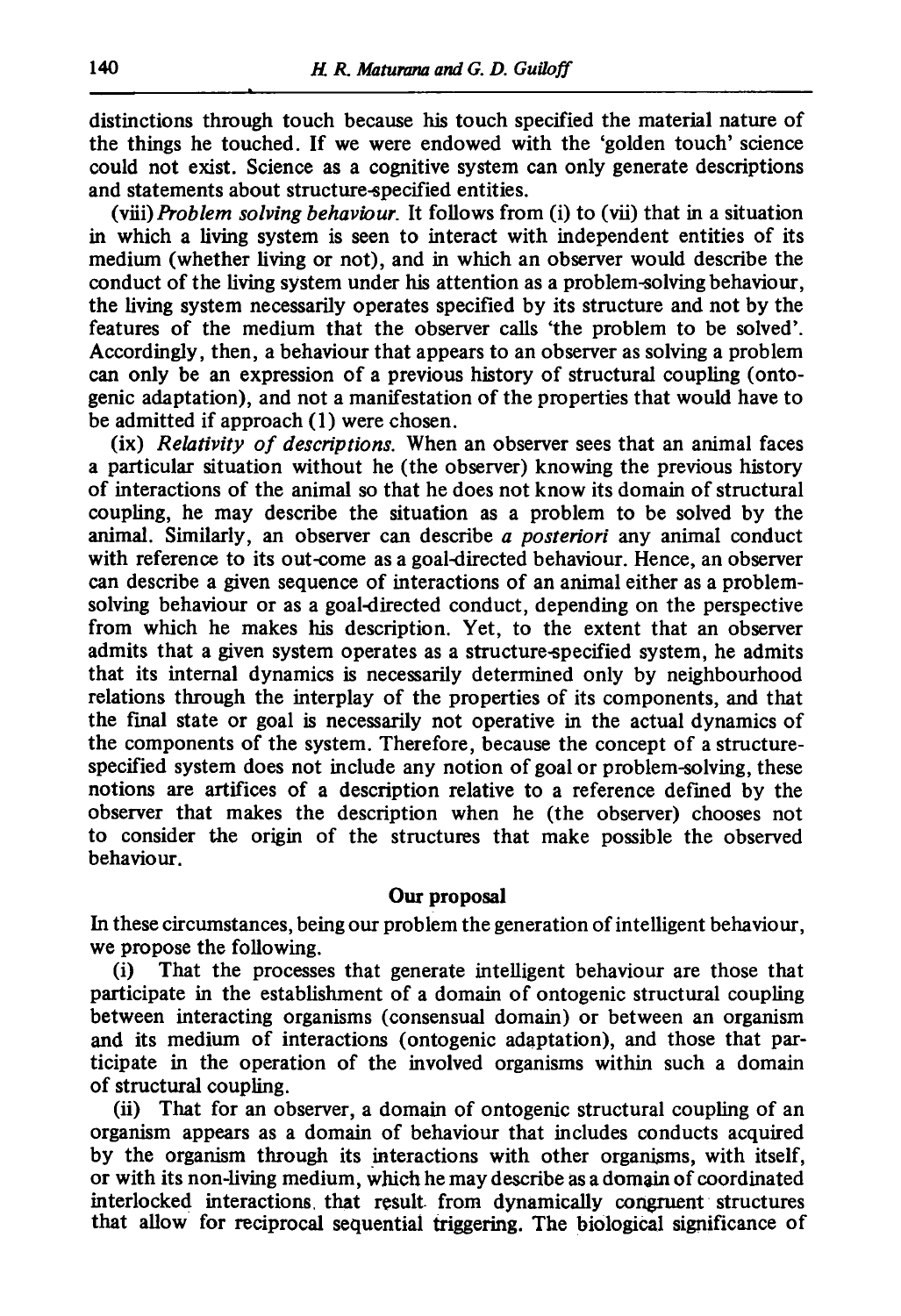distinctions through touch because his touch specified the material nature of the things he touched. If we were endowed with the 'golden touch' science could not exist. Science as a cognitive system can only generate descriptions and statements about structure-specified entities.

(viii) *Problem solving behaviour.* It follows from (i) to (vii) that in a situation in which a living system is seen to interact with independent entities of its medium (whether living or not), and in which an observer would describe the conduct of the living system under his attention as a problem-solving behaviour, the living system necessarily operates specified by its structure and not by the features of the medium that the observer calls 'the problem to be solved'. Accordingly, then, a behaviour that appears to an observer as solving a problem can only be an expression of a previous history of structural coupling (ontogenic adaptation), and not a manifestation of the properties that would have to be admitted if approach (1) were chosen.

(ix) *Relativity of descriptions.* When an observer sees that an animal faces a particular situation without he (the observer) knowing the previous history of interactions of the animal so that he does not know its domain of structural coupling, he may describe the situation as a problem to be solved by the animal. Similarly, an observer can describe *a posteriori* any animal conduct with reference to its out-come as a goal-directed behaviour. Hence, an observer can describe a given sequence of interactions of an animal either as a problem-solving behaviour or as a goal-directed conduct, depending on the perspective from which he makes his description. Yet, to the extent that an observer admits that a given system operates as a structure-specified system, he admits that its internal dynamics is necessarily determined only by neighbourhood relations through the interplay of the properties of its components, and that the final state or goal is necessarily not operative in the actual dynamics of the components of the system. Therefore, because the concept of a structure-specified system does not include any notion of goal or problem-solving, these notions are artifices of a description relative to a reference defined by the observer that makes the description when he (the observer) chooses not to consider the origin of the structures that make possible the observed behaviour.

### Our proposal

In these circumstances, being our problem the generation of intelligent behaviour, we propose the following.

(i) That the processes that generate intelligent behaviour are those that participate in the establishment of a domain of ontogenic structural coupling between interacting organisms (consensual domain) or between an organism and its medium of interactions (ontogenic adaptation), and those that participate in the operation of the involved organisms within such a domain of structural coupling.

(ii) That for an observer, a domain of ontogenic structural coupling of an organism appears as a domain of behaviour that includes conducts acquired by the organism through its interactions with other organisms, with itself, or with its non-living medium, which he may describe as a domain of coordinated interlocked interactions that result from dynamically congruent structures that allow for reciprocal sequential triggering. The biological significance of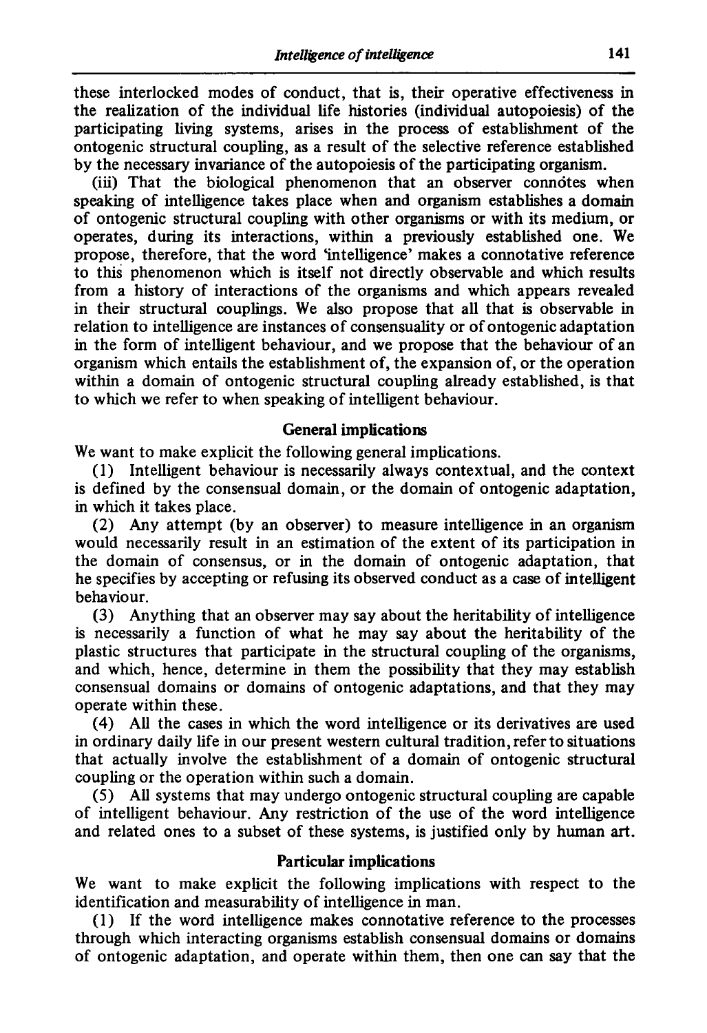these interlocked modes of conduct, that is, their operative effectiveness in the realization of the individual life histories (individual autopoiesis) of the participating living systems, arises in the process of establishment of the ontogenic structural coupling, as a result of the selective reference established by the necessary invariance of the autopoiesis of the participating organism.

(iii) That the biological phenomenon that an observer connotes when speaking of intelligence takes place when and organism establishes a domain of ontogenic structural coupling with other organisms or with its medium, or operates, during its interactions, within a previously established one. We propose, therefore, that the word 'intelligence' makes a connotative reference to this phenomenon which is itself not directly observable and which results from a history of interactions of the organisms and which appears revealed in their structural couplings. We also propose that all that is observable in relation to intelligence are instances of consensuality or of ontogenic adaptation in the form of intelligent behaviour, and we propose that the behaviour of an organism which entails the establishment of, the expansion of, or the operation within a domain of ontogenic structural coupling already established, is that to which we refer to when speaking of intelligent behaviour.

## General implications

We want to make explicit the following general implications.

(1) Intelligent behaviour is necessarily always contextual, and the context is defined by the consensual domain, or the domain of ontogenic adaptation, in which it takes place.

(2) Any attempt (by an observer) to measure intelligence in an organism would necessarily result in an estimation of the extent of its participation in the domain of consensus, or in the domain of ontogenic adaptation, that he specifies by accepting or refusing its observed conduct as a case of intelligent behaviour.

(3) Anything that an observer may say about the heritability of intelligence is necessarily a function of what he may say about the heritability of the plastic structures that participate in the structural coupling of the organisms, and which, hence, determine in them the possibility that they may establish consensual domains or domains of ontogenic adaptations, and that they may operate within these.

(4) All the cases in which the word intelligence or its derivatives are used in ordinary daily life in our present western cultural tradition, refer to situations that actually involve the establishment of a domain of ontogenic structural coupling or the operation within such a domain.

(5) All systems that may undergo ontogenic structural coupling are capable of intelligent behaviour. Any restriction of the use of the word intelligence and related ones to a subset of these systems, is justified only by human art.

## Particular implications

We want to make explicit the following implications with respect to the identification and measurability of intelligence in man.

(1) If the word intelligence makes connotative reference to the processes through which interacting organisms establish consensual domains or domains of ontogenic adaptation, and operate within them, then one can say that the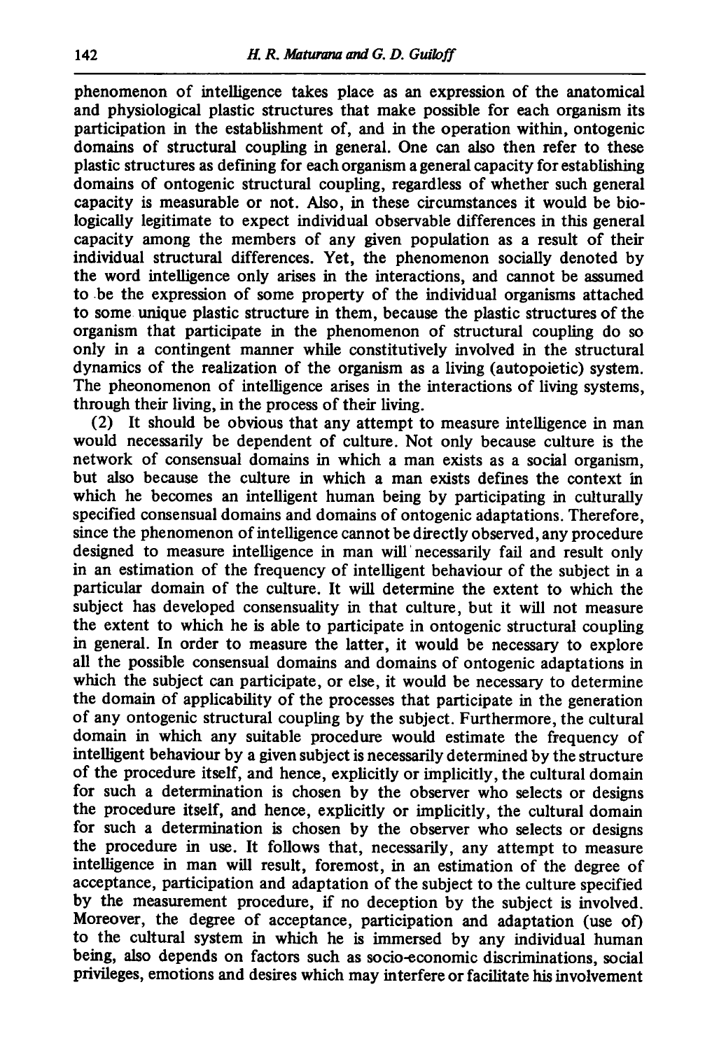phenomenon of intelligence takes place as an expression of the anatomical and physiological plastic structures that make possible for each organism its participation in the establishment of, and in the operation within, ontogenic domains of structural coupling in general. One can also then refer to these plastic structures as defining for each organism a general capacity for establishing domains of ontogenic structural coupling, regardless of whether such general capacity is measurable or not. Also, in these circumstances it would be biologically legitimate to expect individual observable differences in this general capacity among the members of any given population as a result of their individual structural differences. Yet, the phenomenon socially denoted by the word intelligence only arises in the interactions, and cannot be assumed to be the expression of some property of the individual organisms attached to some unique plastic structure in them, because the plastic structures of the organism that participate in the phenomenon of structural coupling do so only in a contingent manner while constitutively involved in the structural dynamics of the realization of the organism as a living (autopoietic) system. The pheonomenon of intelligence arises in the interactions of living systems, through their living, in the process of their living.

(2) It should be obvious that any attempt to measure intelligence in man would necessarily be dependent of culture. Not only because culture is the network of consensual domains in which a man exists as a social organism, but also because the culture in which a man exists defines the context in which he becomes an intelligent human being by participating in culturally specified consensual domains and domains of ontogenic adaptations. Therefore, since the phenomenon of intelligence cannot be directly observed, any procedure designed to measure intelligence in man will necessarily fail and result only in an estimation of the frequency of intelligent behaviour of the subject in a particular domain of the culture. It will determine the extent to which the subject has developed consensuality in that culture, but it will not measure the extent to which he is able to participate in ontogenic structural coupling in general. In order to measure the latter, it would be necessary to explore all the possible consensual domains and domains of ontogenic adaptations in which the subject can participate, or else, it would be necessary to determine the domain of applicability of the processes that participate in the generation of any ontogenic structural coupling by the subject. Furthermore, the cultural domain in which any suitable procedure would estimate the frequency of intelligent behaviour by a given subject is necessarily determined by the structure of the procedure itself, and hence, explicitly or implicitly, the cultural domain for such a determination is chosen by the observer who selects or designs the procedure itself, and hence, explicitly or implicitly, the cultural domain for such a determination is chosen by the observer who selects or designs the procedure in use. It follows that, necessarily, any attempt to measure intelligence in man will result, foremost, in an estimation of the degree of acceptance, participation and adaptation of the subject to the culture specified by the measurement procedure, if no deception by the subject is involved. Moreover, the degree of acceptance, participation and adaptation (use of) to the cultural system in which he is immersed by any individual human being, also depends on factors such as socio-economic discriminations, social privileges, emotions and desires which may interfere or facilitate his involvement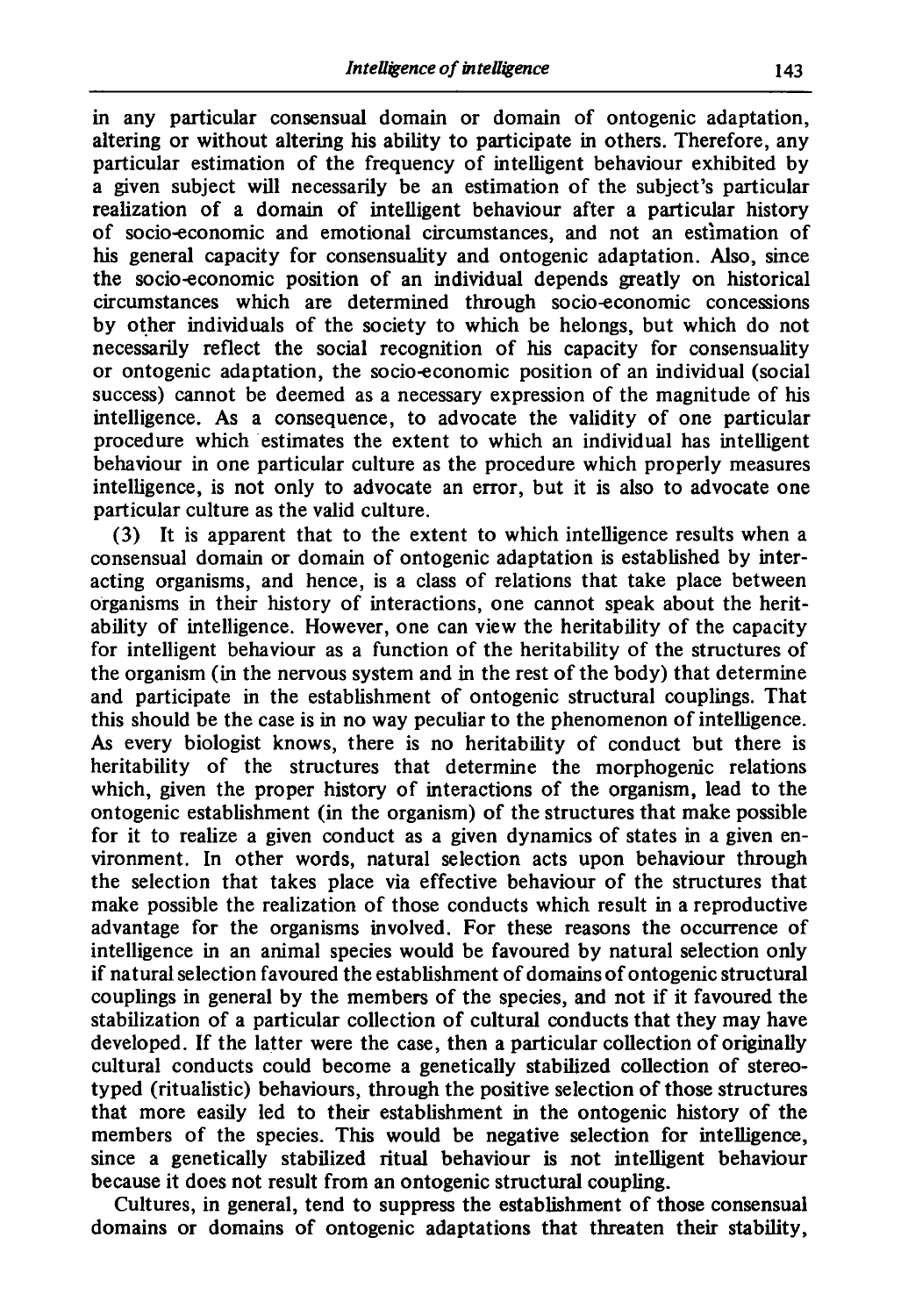in any particular consensual domain or domain of ontogenic adaptation, altering or without altering his ability to participate in others. Therefore, any particular estimation of the frequency of intelligent behaviour exhibited by a given subject will necessarily be an estimation of the subject's particular realization of a domain of intelligent behaviour after a particular history of socio-economic and emotional circumstances, and not an estimation of his general capacity for consensuality and ontogenic adaptation. Also, since the socio-economic position of an individual depends greatly on historical circumstances which are determined through socio-economic concessions by other individuals of the society to which be helongs, but which do not necessarily reflect the social recognition of his capacity for consensuality or ontogenic adaptation, the socio-economic position of an individual (social success) cannot be deemed as a necessary expression of the magnitude of his intelligence. As a consequence, to advocate the validity of one particular procedure which estimates the extent to which an individual has intelligent behaviour in one particular culture as the procedure which properly measures intelligence, is not only to advocate an error, but it is also to advocate one particular culture as the valid culture.

(3) It is apparent that to the extent to which intelligence results when a consensual domain or domain of ontogenic adaptation is established by interacting organisms, and hence, is a class of relations that take place between organisms in their history of interactions, one cannot speak about the heritability of intelligence. However, one can view the heritability of the capacity for intelligent behaviour as a function of the heritability of the structures of the organism (in the nervous system and in the rest of the body) that determine and participate in the establishment of ontogenic structural couplings. That this should be the case is in no way peculiar to the phenomenon of intelligence. As every biologist knows, there is no heritability of conduct but there is heritability of the structures that determine the morphogenic relations which, given the proper history of interactions of the organism, lead to the ontogenic establishment (in the organism) of the structures that make possible for it to realize a given conduct as a given dynamics of states in a given environment. In other words, natural selection acts upon behaviour through the selection that takes place via effective behaviour of the structures that make possible the realization of those conducts which result in a reproductive advantage for the organisms involved. For these reasons the occurrence of intelligence in an animal species would be favoured by natural selection only if natural selection favoured the establishment of domains of ontogenic structural couplings in general by the members of the species, and not if it favoured the stabilization of a particular collection of cultural conducts that they may have developed. If the latter were the case, then a particular collection of originally cultural conducts could become a genetically stabilized collection of stereotyped (ritualistic) behaviours, through the positive selection of those structures that more easily led to their establishment in the ontogenic history of the members of the species. This would be negative selection for intelligence, since a genetically stabilized ritual behaviour is not intelligent behaviour because it does not result from an ontogenic structural coupling.

Cultures, in general, tend to suppress the establishment of those consensual domains or domains of ontogenic adaptations that threaten their stability,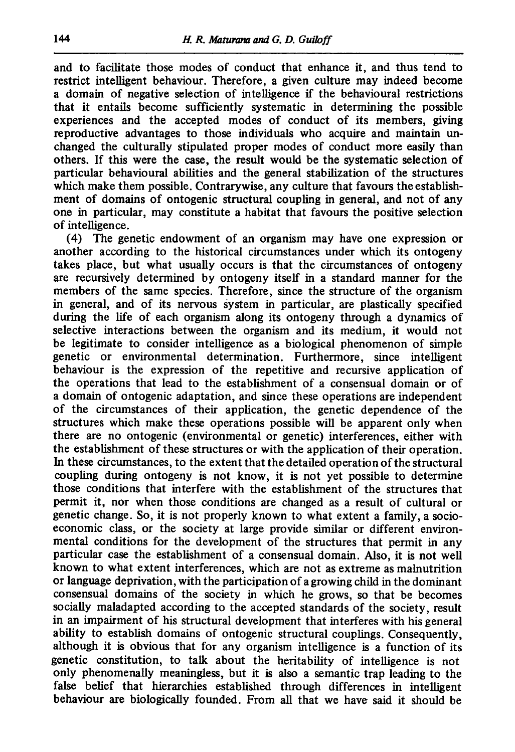and to facilitate those modes of conduct that enhance it, and thus tend to restrict intelligent behaviour. Therefore, a given culture may indeed become a domain of negative selection of intelligence if the behavioural restrictions that it entails become sufficiently systematic in determining the possible experiences and the accepted modes of conduct of its members, giving reproductive advantages to those individuals who acquire and maintain unchanged the culturally stipulated proper modes of conduct more easily than others. If this were the case, the result would be the systematic selection of particular behavioural abilities and the general stabilization of the structures which make them possible. Contrarywise, any culture that favours the establishment of domains of ontogenic structural coupling in general, and not of any one in particular, may constitute a habitat that favours the positive selection of intelligence.

(4) The genetic endowment of an organism may have one expression or another according to the historical circumstances under which its ontogeny takes place, but what usually occurs is that the circumstances of ontogeny are recursively determined by ontogeny itself in a standard manner for the members of the same species. Therefore, since the structure of the organism in general, and of its nervous system in particular, are plastically specified during the life of each organism along its ontogeny through a dynamics of selective interactions between the organism and its medium, it would not be legitimate to consider intelligence as a biological phenomenon of simple genetic or environmental determination. Furthermore, since intelligent behaviour is the expression of the repetitive and recursive application of the operations that lead to the establishment of a consensual domain or of a domain of ontogenic adaptation, and since these operations are independent of the circumstances of their application, the genetic dependence of the structures which make these operations possible will be apparent only when there are no ontogenic (environmental or genetic) interferences, either with the establishment of these structures or with the application of their operation. In these circumstances, to the extent that the detailed operation of the structural coupling during ontogeny is not know, it is not yet possible to determine those conditions that interfere with the establishment of the structures that permit it, nor when those conditions are changed as a result of cultural or genetic change. So, it is not properly known to what extent a family, a socioeconomic class, or the society at large provide similar or different environmental conditions for the development of the structures that permit in any particular case the establishment of a consensual domain. Also, it is not well known to what extent interferences, which are not as extreme as malnutrition or language deprivation, with the participation of a growing child in the dominant consensual domains of the society in which he grows, so that be becomes socially maladapted according to the accepted standards of the society, result in an impairment of his structural development that interferes with his general ability to establish domains of ontogenic structural couplings. Consequently, although it is obvious that for any organism intelligence is a function of its genetic constitution, to talk about the heritability of intelligence is not only phenomenally meaningless, but it is also a semantic trap leading to the false belief that hierarchies established through differences in intelligent behaviour are biologically founded. From all that we have said it should be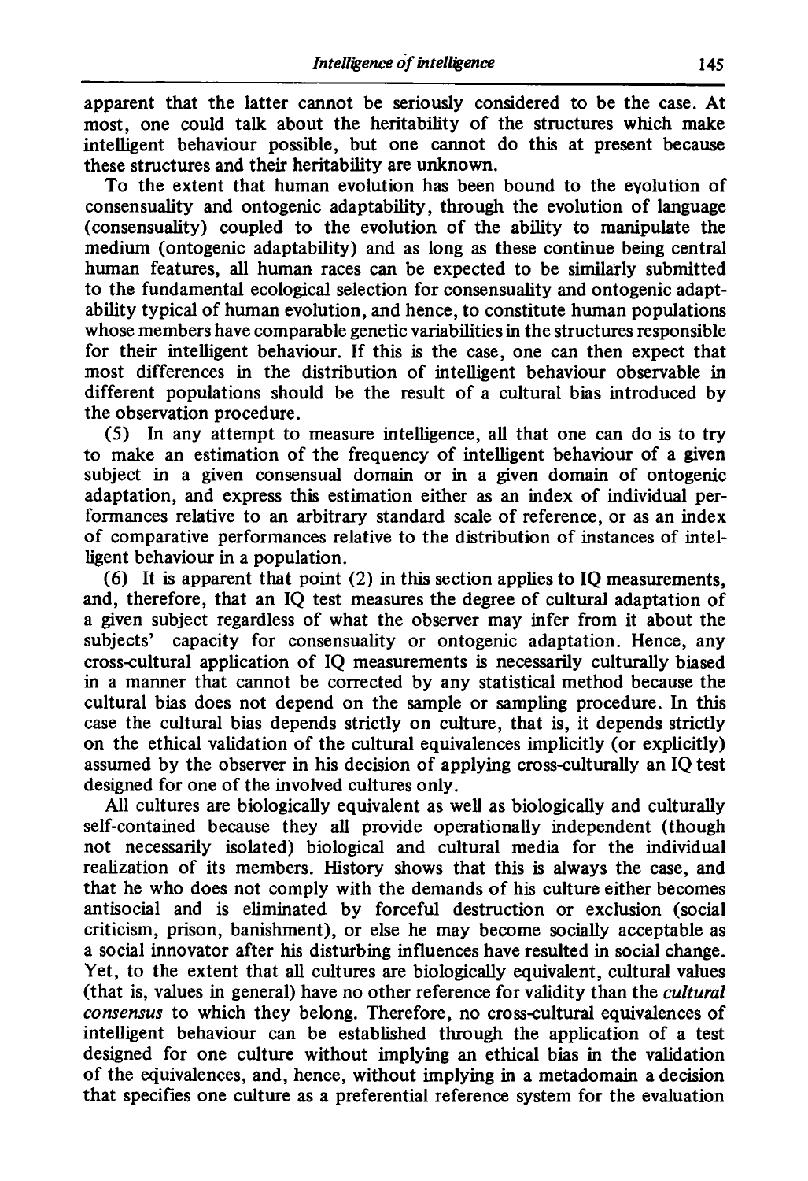apparent that the latter cannot be seriously considered to be the case. At most, one could talk about the heritability of the structures which make intelligent behaviour possible, but one cannot do this at present because these structures and their heritability are unknown.

To the extent that human evolution has been bound to the evolution of consensuality and ontogenic adaptability, through the evolution of language (consensuality) coupled to the evolution of the ability to manipulate the medium (ontogenic adaptability) and as long as these continue being central human features, all human races can be expected to be similarly submitted to the fundamental ecological selection for consensuality and ontogenic adaptability typical of human evolution, and hence, to constitute human populations whose members have comparable genetic variabilities in the structures responsible for their intelligent behaviour. If this is the case, one can then expect that most differences in the distribution of intelligent behaviour observable in different populations should be the result of a cultural bias introduced by the observation procedure.

(5) In any attempt to measure intelligence, all that one can do is to try to make an estimation of the frequency of intelligent behaviour of a given subject in a given consensual domain or in a given domain of ontogenic adaptation, and express this estimation either as an index of individual performances relative to an arbitrary standard scale of reference, or as an index of comparative performances relative to the distribution of instances of intelligent behaviour in a population.

(6) It is apparent that point (2) in this section applies to IQ measurements, and, therefore, that an IQ test measures the degree of cultural adaptation of a given subject regardless of what the observer may infer from it about the subjects' capacity for consensuality or ontogenic adaptation. Hence, any cross-cultural application of IQ measurements is necessarily culturally biased in a manner that cannot be corrected by any statistical method because the cultural bias does not depend on the sample or sampling procedure. In this case the cultural bias depends strictly on culture, that is, it depends strictly on the ethical validation of the cultural equivalences implicitly (or explicitly) assumed by the observer in his decision of applying cross-culturally an IQ test designed for one of the involved cultures only.

All cultures are biologically equivalent as well as biologically and culturally self-contained because they all provide operationally independent (though not necessarily isolated) biological and cultural media for the individual realization of its members. History shows that this is always the case, and that he who does not comply with the demands of his culture either becomes antisocial and is eliminated by forceful destruction or exclusion (social criticism, prison, banishment), or else he may become socially acceptable as a social innovator after his disturbing influences have resulted in social change. Yet, to the extent that all cultures are biologically equivalent, cultural values (that is, values in general) have no other reference for validity than the *cultural consensus* to which they belong. Therefore, no cross-cultural equivalences of intelligent behaviour can be established through the application of a test designed for one culture without implying an ethical bias in the validation of the equivalences, and, hence, without implying in a metadomain a decision that specifies one culture as a preferential reference system for the evaluation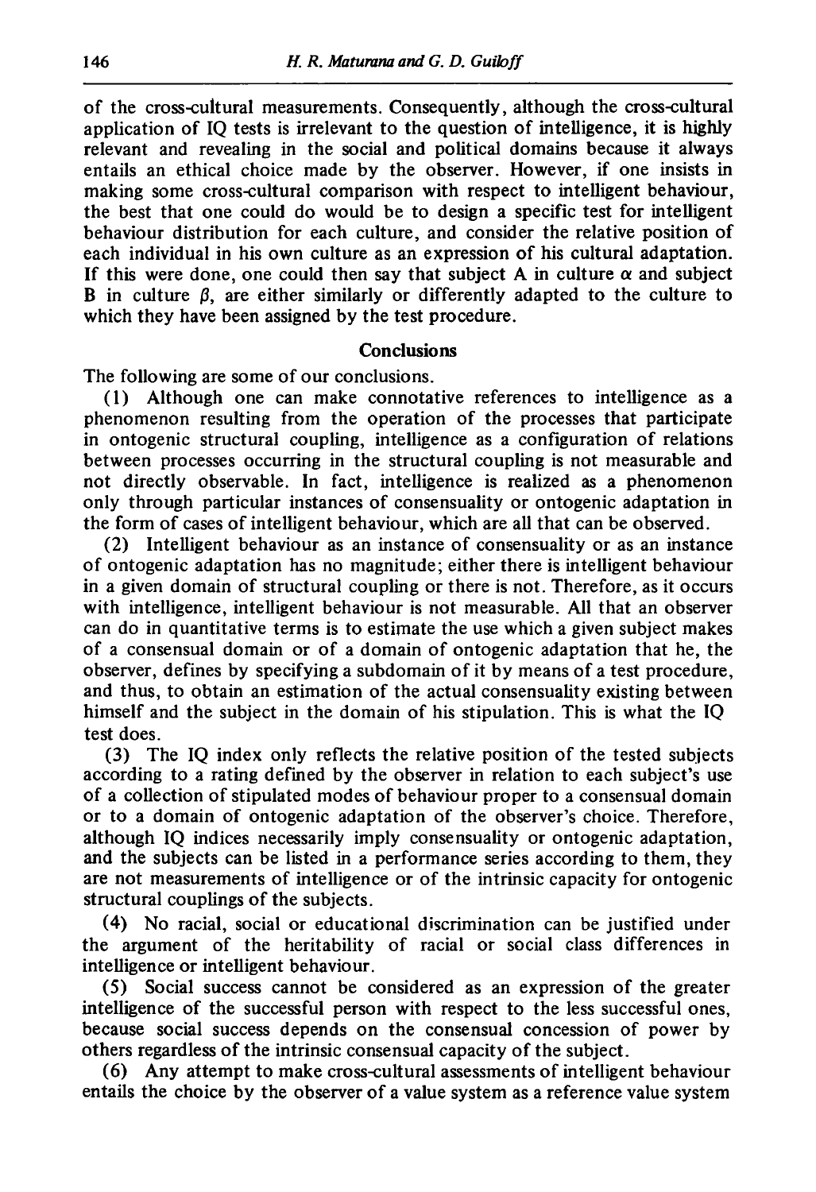of the cross-cultural measurements. Consequently, although the cross-cultural application of IQ tests is irrelevant to the question of intelligence, it is highly relevant and revealing in the social and political domains because it always entails an ethical choice made by the observer. However, if one insists in making some cross-cultural comparison with respect to intelligent behaviour, the best that one could do would be to design a specific test for intelligent behaviour distribution for each culture, and consider the relative position of each individual in his own culture as an expression of his cultural adaptation. If this were done, one could then say that subject A in culture $\alpha$ and subject B in culture $\beta$, are either similarly or differently adapted to the culture to which they have been assigned by the test procedure.

## Conclusions

The following are some of our conclusions.

(1) Although one can make connotative references to intelligence as a phenomenon resulting from the operation of the processes that participate in ontogenic structural coupling, intelligence as a configuration of relations between processes occurring in the structural coupling is not measurable and not directly observable. In fact, intelligence is realized as a phenomenon only through particular instances of consensuality or ontogenic adaptation in the form of cases of intelligent behaviour, which are all that can be observed.

(2) Intelligent behaviour as an instance of consensuality or as an instance of ontogenic adaptation has no magnitude; either there is intelligent behaviour in a given domain of structural coupling or there is not. Therefore, as it occurs with intelligence, intelligent behaviour is not measurable. All that an observer can do in quantitative terms is to estimate the use which a given subject makes of a consensual domain or of a domain of ontogenic adaptation that he, the observer, defines by specifying a subdomain of it by means of a test procedure, and thus, to obtain an estimation of the actual consensuality existing between himself and the subject in the domain of his stipulation. This is what the IQ test does.

(3) The IQ index only reflects the relative position of the tested subjects according to a rating defined by the observer in relation to each subject's use of a collection of stipulated modes of behaviour proper to a consensual domain or to a domain of ontogenic adaptation of the observer's choice. Therefore, although IQ indices necessarily imply consensuality or ontogenic adaptation, and the subjects can be listed in a performance series according to them, they are not measurements of intelligence or of the intrinsic capacity for ontogenic structural couplings of the subjects.

(4) No racial, social or educational discrimination can be justified under the argument of the heritability of racial or social class differences in intelligence or intelligent behaviour.

(5) Social success cannot be considered as an expression of the greater intelligence of the successful person with respect to the less successful ones, because social success depends on the consensual concession of power by others regardless of the intrinsic consensual capacity of the subject.

(6) Any attempt to make cross-cultural assessments of intelligent behaviour entails the choice by the observer of a value system as a reference value system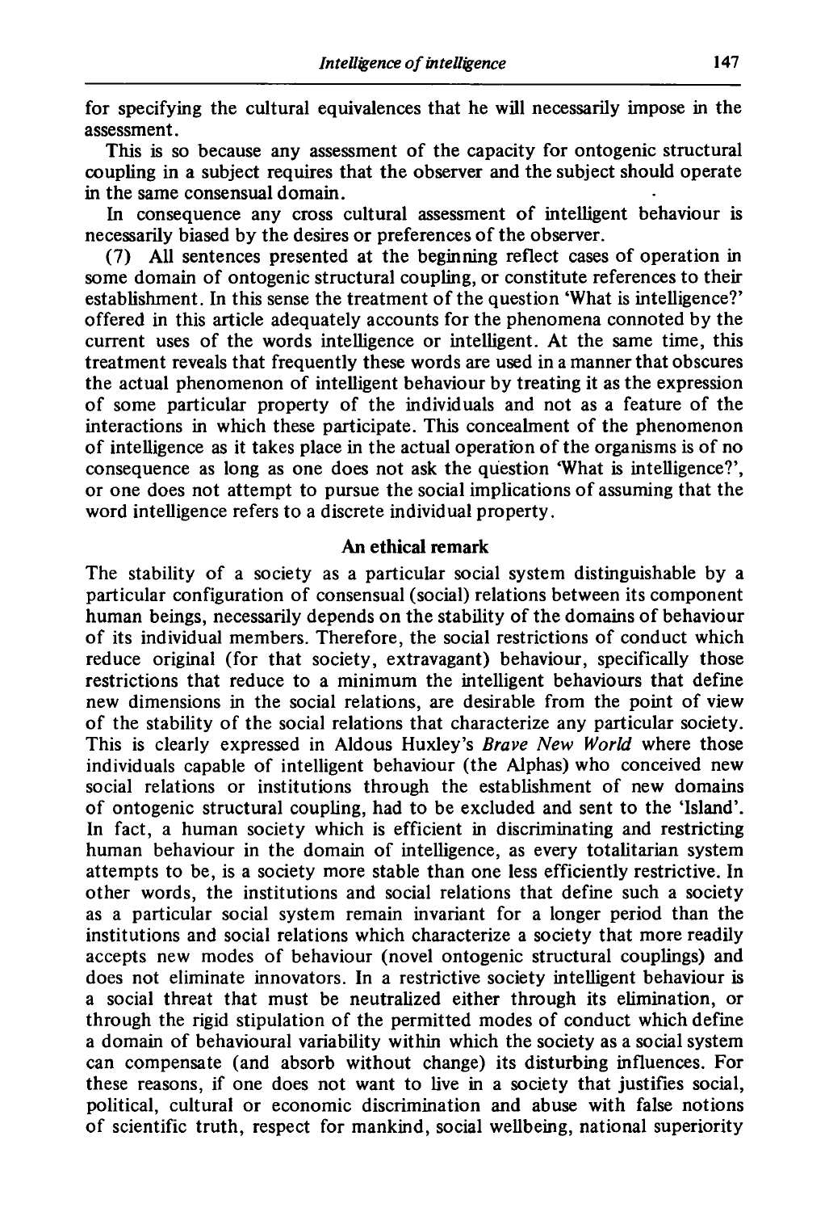for specifying the cultural equivalences that he will necessarily impose in the assessment.

This is so because any assessment of the capacity for ontogenic structural coupling in a subject requires that the observer and the subject should operate in the same consensual domain.

In consequence any cross cultural assessment of intelligent behaviour is necessarily biased by the desires or preferences of the observer.

(7) All sentences presented at the beginning reflect cases of operation in some domain of ontogenic structural coupling, or constitute references to their establishment. In this sense the treatment of the question 'What is intelligence?' offered in this article adequately accounts for the phenomena connoted by the current uses of the words intelligence or intelligent. At the same time, this treatment reveals that frequently these words are used in a manner that obscures the actual phenomenon of intelligent behaviour by treating it as the expression of some particular property of the individuals and not as a feature of the interactions in which these participate. This concealment of the phenomenon of intelligence as it takes place in the actual operation of the organisms is of no consequence as long as one does not ask the question 'What is intelligence?', or one does not attempt to pursue the social implications of assuming that the word intelligence refers to a discrete individual property.

## An ethical remark

The stability of a society as a particular social system distinguishable by a particular configuration of consensual (social) relations between its component human beings, necessarily depends on the stability of the domains of behaviour of its individual members. Therefore, the social restrictions of conduct which reduce original (for that society, extravagant) behaviour, specifically those restrictions that reduce to a minimum the intelligent behaviours that define new dimensions in the social relations, are desirable from the point of view of the stability of the social relations that characterize any particular society. This is clearly expressed in Aldous Huxley's *Brave New World* where those individuals capable of intelligent behaviour (the Alphas) who conceived new social relations or institutions through the establishment of new domains of ontogenic structural coupling, had to be excluded and sent to the 'Island'. In fact, a human society which is efficient in discriminating and restricting human behaviour in the domain of intelligence, as every totalitarian system attempts to be, is a society more stable than one less efficiently restrictive. In other words, the institutions and social relations that define such a society as a particular social system remain invariant for a longer period than the institutions and social relations which characterize a society that more readily accepts new modes of behaviour (novel ontogenic structural couplings) and does not eliminate innovators. In a restrictive society intelligent behaviour is a social threat that must be neutralized either through its elimination, or through the rigid stipulation of the permitted modes of conduct which define a domain of behavioural variability within which the society as a social system can compensate (and absorb without change) its disturbing influences. For these reasons, if one does not want to live in a society that justifies social, political, cultural or economic discrimination and abuse with false notions of scientific truth, respect for mankind, social wellbeing, national superiority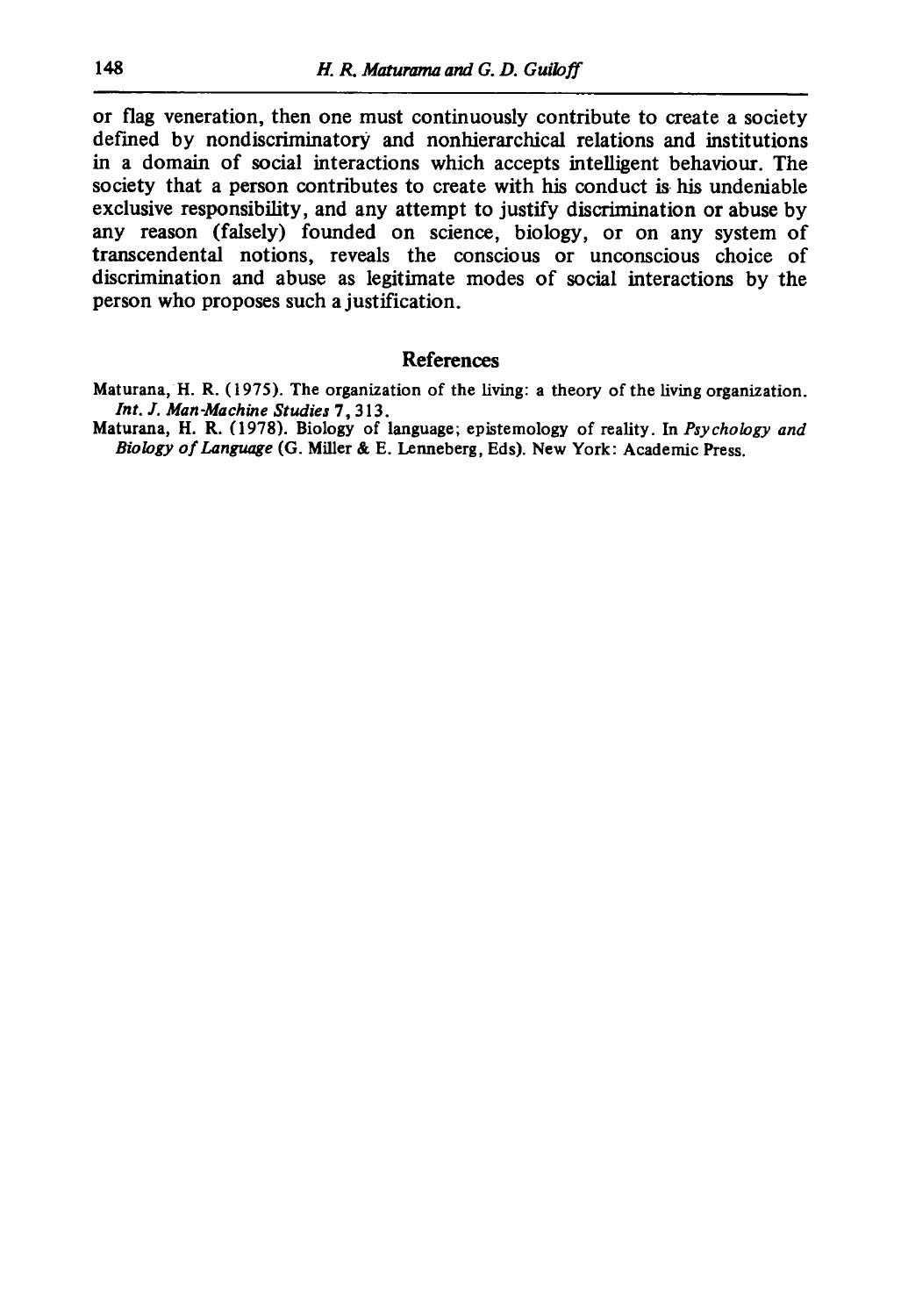or flag veneration, then one must continuously contribute to create a society defined by nondiscriminatory and nonhierarchical relations and institutions in a domain of social interactions which accepts intelligent behaviour. The society that a person contributes to create with his conduct is his undeniable exclusive responsibility, and any attempt to justify discrimination or abuse by any reason (falsely) founded on science, biology, or on any system of transcendental notions, reveals the conscious or unconscious choice of discrimination and abuse as legitimate modes of social interactions by the person who proposes such a justification.

## References

Maturana, H. R. (1975). The organization of the living: a theory of the living organization. *Int. J. Man-Machine Studies* 7, 313.

Maturana, H. R. (1978). Biology of language; epistemology of reality. In *Psychology and Biology of Language* (G. Miller & E. Lenneberg, Eds). New York: Academic Press.